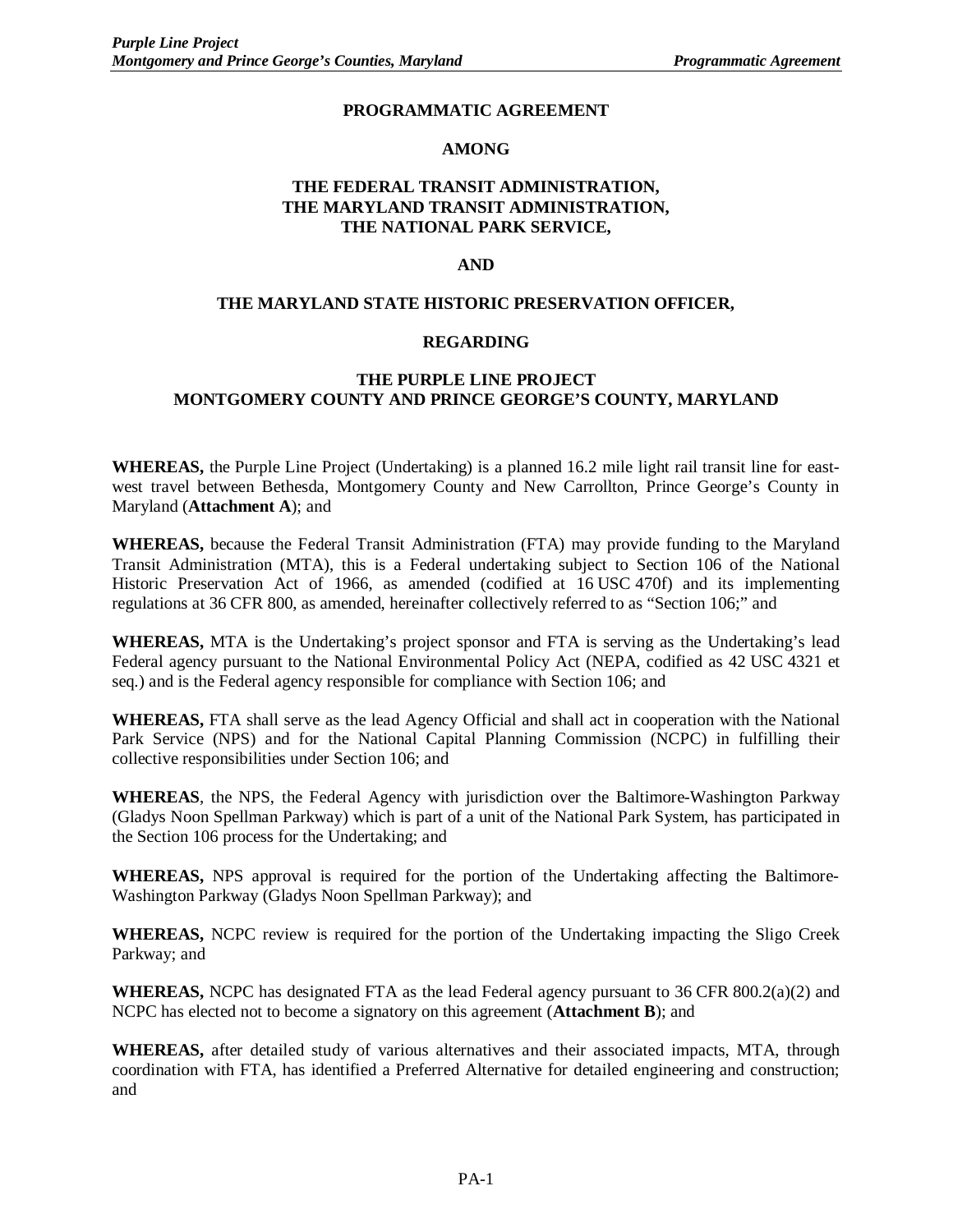# PROGRAMMATIC AGREEMENT

## AMONG

## THE FEDERAL TRANSIT ADMINISTRATION, THE MARYLAND TRANSIT ADMINISTRATION, THE NATIONAL PARK SERVICE,

## AND

## THE MARYLAND STATE HISTORIC PRESERVATION OFFICER,

## REGARDING

## THE PURPLE LINE PROJECT MONTGOMERY COUNTY AND PRINCE GEORGE'S COUNTY, MARYLAND

**WHEREAS,** the Purple Line Project (Undertaking) is a planned 16.2 mile light rail transit line for east-west travel between Bethesda, Montgomery County and New Carrollton, Prince George's County in Maryland (**Attachment A**); and

**WHEREAS,** because the Federal Transit Administration (FTA) may provide funding to the Maryland Transit Administration (MTA), this is a Federal undertaking subject to Section 106 of the National Historic Preservation Act of 1966, as amended (codified at 16 USC 470f) and its implementing regulations at 36 CFR 800, as amended, hereinafter collectively referred to as "Section 106;" and

**WHEREAS,** MTA is the Undertaking's project sponsor and FTA is serving as the Undertaking's lead Federal agency pursuant to the National Environmental Policy Act (NEPA, codified as 42 USC 4321 et seq.) and is the Federal agency responsible for compliance with Section 106; and

**WHEREAS,** FTA shall serve as the lead Agency Official and shall act in cooperation with the National Park Service (NPS) and for the National Capital Planning Commission (NCPC) in fulfilling their collective responsibilities under Section 106; and

**WHEREAS**, the NPS, the Federal Agency with jurisdiction over the Baltimore-Washington Parkway (Gladys Noon Spellman Parkway) which is part of a unit of the National Park System, has participated in the Section 106 process for the Undertaking; and

**WHEREAS,** NPS approval is required for the portion of the Undertaking affecting the Baltimore-Washington Parkway (Gladys Noon Spellman Parkway); and

**WHEREAS,** NCPC review is required for the portion of the Undertaking impacting the Sligo Creek Parkway; and

**WHEREAS,** NCPC has designated FTA as the lead Federal agency pursuant to 36 CFR 800.2(a)(2) and NCPC has elected not to become a signatory on this agreement (**Attachment B**); and

**WHEREAS,** after detailed study of various alternatives and their associated impacts, MTA, through coordination with FTA, has identified a Preferred Alternative for detailed engineering and construction; and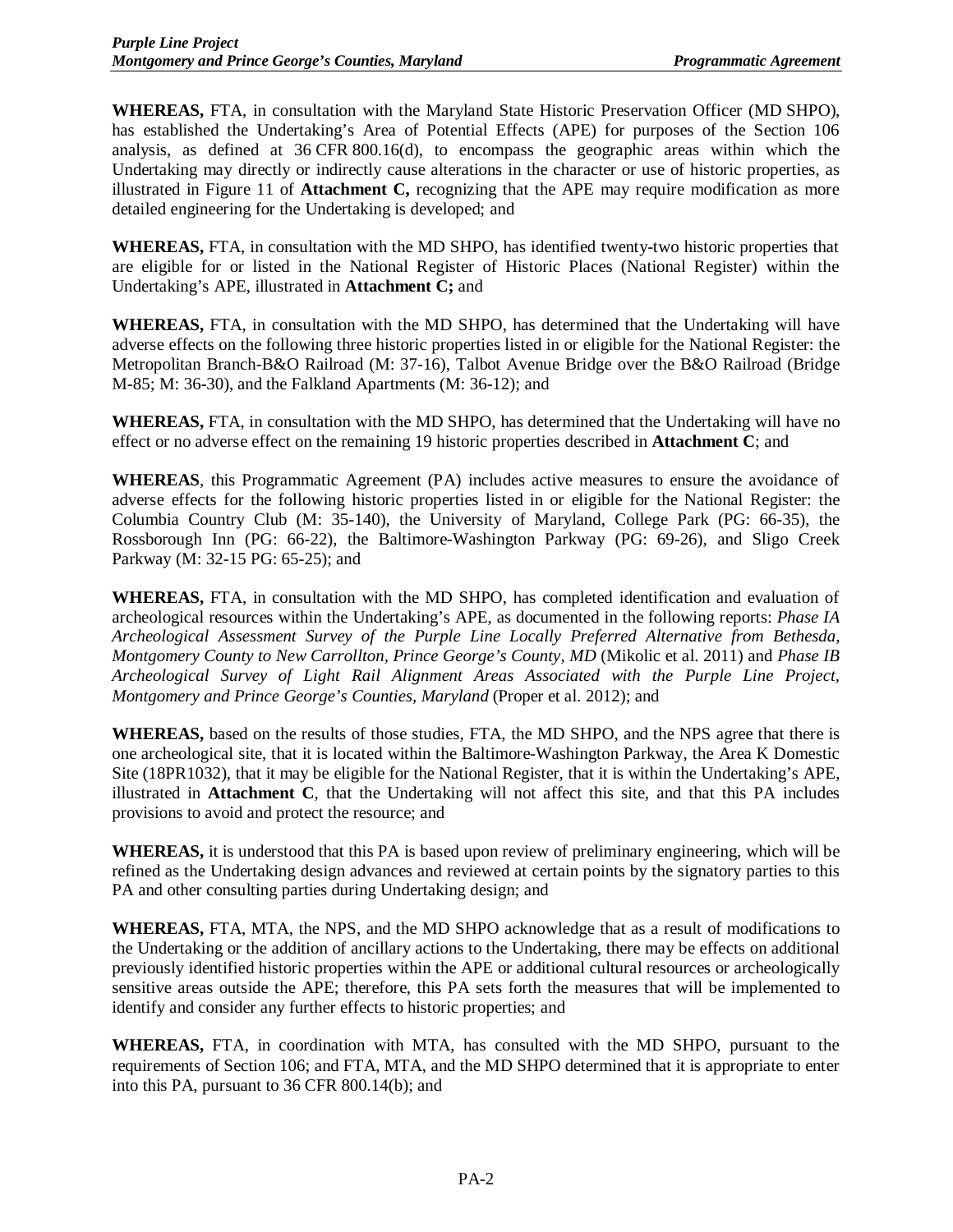**WHEREAS,** FTA, in consultation with the Maryland State Historic Preservation Officer (MD SHPO), has established the Undertaking's Area of Potential Effects (APE) for purposes of the Section 106 analysis, as defined at 36 CFR 800.16(d), to encompass the geographic areas within which the Undertaking may directly or indirectly cause alterations in the character or use of historic properties, as illustrated in Figure 11 of **Attachment C,** recognizing that the APE may require modification as more detailed engineering for the Undertaking is developed; and

**WHEREAS,** FTA, in consultation with the MD SHPO, has identified twenty-two historic properties that are eligible for or listed in the National Register of Historic Places (National Register) within the Undertaking's APE, illustrated in **Attachment C;** and

**WHEREAS,** FTA, in consultation with the MD SHPO, has determined that the Undertaking will have adverse effects on the following three historic properties listed in or eligible for the National Register: the Metropolitan Branch-B&O Railroad (M: 37-16), Talbot Avenue Bridge over the B&O Railroad (Bridge M-85; M: 36-30), and the Falkland Apartments (M: 36-12); and

**WHEREAS,** FTA, in consultation with the MD SHPO, has determined that the Undertaking will have no effect or no adverse effect on the remaining 19 historic properties described in **Attachment C**; and

**WHEREAS**, this Programmatic Agreement (PA) includes active measures to ensure the avoidance of adverse effects for the following historic properties listed in or eligible for the National Register: the Columbia Country Club (M: 35-140), the University of Maryland, College Park (PG: 66-35), the Rossborough Inn (PG: 66-22), the Baltimore-Washington Parkway (PG: 69-26), and Sligo Creek Parkway (M: 32-15 PG: 65-25); and

**WHEREAS,** FTA, in consultation with the MD SHPO, has completed identification and evaluation of archeological resources within the Undertaking's APE, as documented in the following reports: *Phase IA Archeological Assessment Survey of the Purple Line Locally Preferred Alternative from Bethesda, Montgomery County to New Carrollton, Prince George's County, MD* (Mikolic et al. 2011) and *Phase IB Archeological Survey of Light Rail Alignment Areas Associated with the Purple Line Project, Montgomery and Prince George's Counties, Maryland* (Proper et al. 2012); and

**WHEREAS,** based on the results of those studies, FTA, the MD SHPO, and the NPS agree that there is one archeological site, that it is located within the Baltimore-Washington Parkway, the Area K Domestic Site (18PR1032), that it may be eligible for the National Register, that it is within the Undertaking's APE, illustrated in **Attachment C**, that the Undertaking will not affect this site, and that this PA includes provisions to avoid and protect the resource; and

**WHEREAS,** it is understood that this PA is based upon review of preliminary engineering, which will be refined as the Undertaking design advances and reviewed at certain points by the signatory parties to this PA and other consulting parties during Undertaking design; and

**WHEREAS,** FTA, MTA, the NPS, and the MD SHPO acknowledge that as a result of modifications to the Undertaking or the addition of ancillary actions to the Undertaking, there may be effects on additional previously identified historic properties within the APE or additional cultural resources or archeologically sensitive areas outside the APE; therefore, this PA sets forth the measures that will be implemented to identify and consider any further effects to historic properties; and

**WHEREAS,** FTA, in coordination with MTA, has consulted with the MD SHPO, pursuant to the requirements of Section 106; and FTA, MTA, and the MD SHPO determined that it is appropriate to enter into this PA, pursuant to 36 CFR 800.14(b); and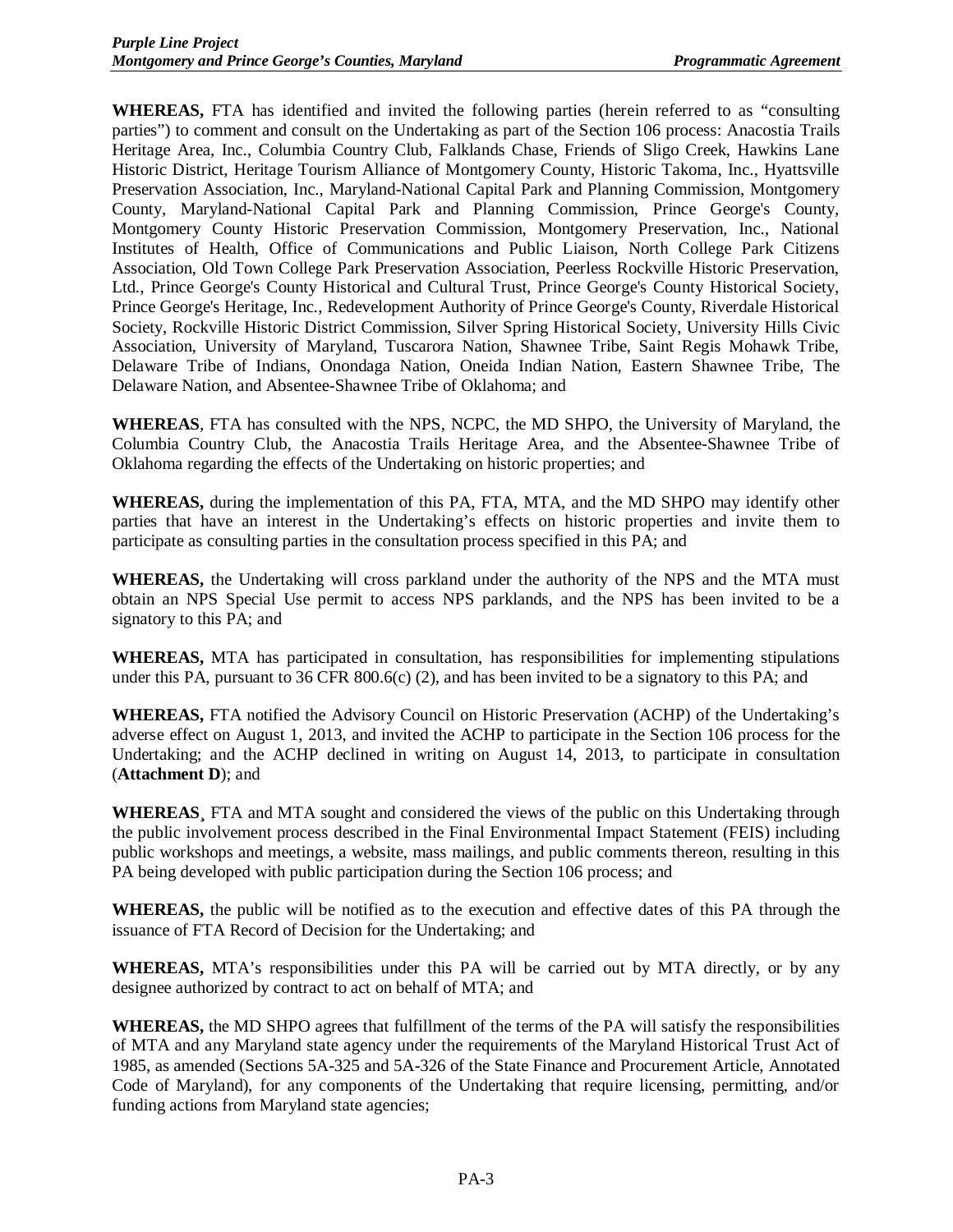**WHEREAS,** FTA has identified and invited the following parties (herein referred to as "consulting parties") to comment and consult on the Undertaking as part of the Section 106 process: Anacostia Trails Heritage Area, Inc., Columbia Country Club, Falklands Chase, Friends of Sligo Creek, Hawkins Lane Historic District, Heritage Tourism Alliance of Montgomery County, Historic Takoma, Inc., Hyattsville Preservation Association, Inc., Maryland-National Capital Park and Planning Commission, Montgomery County, Maryland-National Capital Park and Planning Commission, Prince George's County, Montgomery County Historic Preservation Commission, Montgomery Preservation, Inc., National Institutes of Health, Office of Communications and Public Liaison, North College Park Citizens Association, Old Town College Park Preservation Association, Peerless Rockville Historic Preservation, Ltd., Prince George's County Historical and Cultural Trust, Prince George's County Historical Society, Prince George's Heritage, Inc., Redevelopment Authority of Prince George's County, Riverdale Historical Society, Rockville Historic District Commission, Silver Spring Historical Society, University Hills Civic Association, University of Maryland, Tuscarora Nation, Shawnee Tribe, Saint Regis Mohawk Tribe, Delaware Tribe of Indians, Onondaga Nation, Oneida Indian Nation, Eastern Shawnee Tribe, The Delaware Nation, and Absentee-Shawnee Tribe of Oklahoma; and

**WHEREAS**, FTA has consulted with the NPS, NCPC, the MD SHPO, the University of Maryland, the Columbia Country Club, the Anacostia Trails Heritage Area, and the Absentee-Shawnee Tribe of Oklahoma regarding the effects of the Undertaking on historic properties; and

**WHEREAS,** during the implementation of this PA, FTA, MTA, and the MD SHPO may identify other parties that have an interest in the Undertaking's effects on historic properties and invite them to participate as consulting parties in the consultation process specified in this PA; and

**WHEREAS,** the Undertaking will cross parkland under the authority of the NPS and the MTA must obtain an NPS Special Use permit to access NPS parklands, and the NPS has been invited to be a signatory to this PA; and

**WHEREAS,** MTA has participated in consultation, has responsibilities for implementing stipulations under this PA, pursuant to 36 CFR 800.6(c) (2), and has been invited to be a signatory to this PA; and

**WHEREAS,** FTA notified the Advisory Council on Historic Preservation (ACHP) of the Undertaking's adverse effect on August 1, 2013, and invited the ACHP to participate in the Section 106 process for the Undertaking; and the ACHP declined in writing on August 14, 2013, to participate in consultation (**Attachment D**); and

**WHEREAS**¸ FTA and MTA sought and considered the views of the public on this Undertaking through the public involvement process described in the Final Environmental Impact Statement (FEIS) including public workshops and meetings, a website, mass mailings, and public comments thereon, resulting in this PA being developed with public participation during the Section 106 process; and

**WHEREAS,** the public will be notified as to the execution and effective dates of this PA through the issuance of FTA Record of Decision for the Undertaking; and

**WHEREAS,** MTA's responsibilities under this PA will be carried out by MTA directly, or by any designee authorized by contract to act on behalf of MTA; and

**WHEREAS,** the MD SHPO agrees that fulfillment of the terms of the PA will satisfy the responsibilities of MTA and any Maryland state agency under the requirements of the Maryland Historical Trust Act of 1985, as amended (Sections 5A-325 and 5A-326 of the State Finance and Procurement Article, Annotated Code of Maryland), for any components of the Undertaking that require licensing, permitting, and/or funding actions from Maryland state agencies;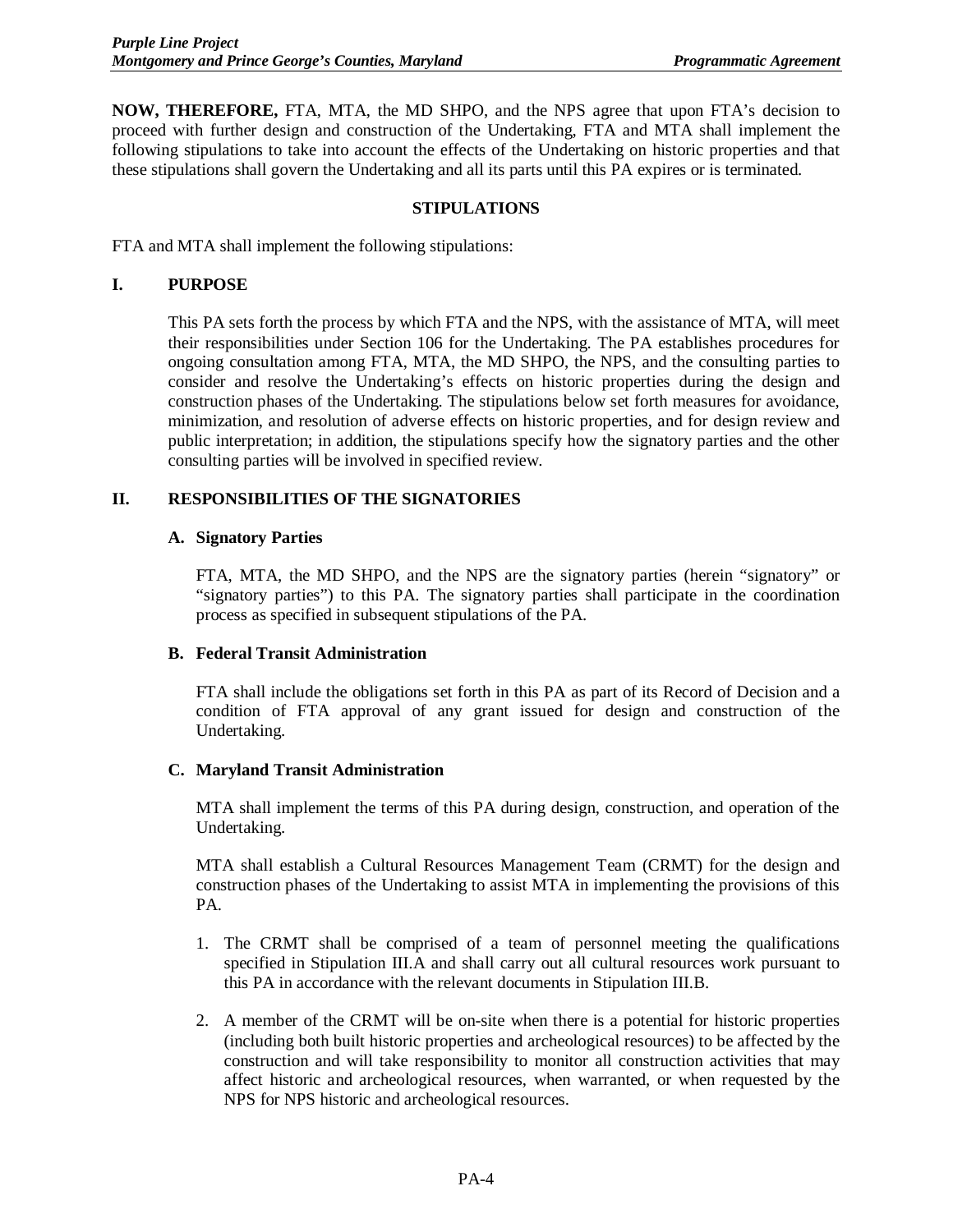**NOW, THEREFORE,** FTA, MTA, the MD SHPO, and the NPS agree that upon FTA's decision to proceed with further design and construction of the Undertaking, FTA and MTA shall implement the following stipulations to take into account the effects of the Undertaking on historic properties and that these stipulations shall govern the Undertaking and all its parts until this PA expires or is terminated.

## STIPULATIONS

FTA and MTA shall implement the following stipulations:

## I. PURPOSE

This PA sets forth the process by which FTA and the NPS, with the assistance of MTA, will meet their responsibilities under Section 106 for the Undertaking. The PA establishes procedures for ongoing consultation among FTA, MTA, the MD SHPO, the NPS, and the consulting parties to consider and resolve the Undertaking's effects on historic properties during the design and construction phases of the Undertaking. The stipulations below set forth measures for avoidance, minimization, and resolution of adverse effects on historic properties, and for design review and public interpretation; in addition, the stipulations specify how the signatory parties and the other consulting parties will be involved in specified review.

## II. RESPONSIBILITIES OF THE SIGNATORIES

### A. Signatory Parties

FTA, MTA, the MD SHPO, and the NPS are the signatory parties (herein "signatory" or "signatory parties") to this PA. The signatory parties shall participate in the coordination process as specified in subsequent stipulations of the PA.

### B. Federal Transit Administration

FTA shall include the obligations set forth in this PA as part of its Record of Decision and a condition of FTA approval of any grant issued for design and construction of the Undertaking.

### C. Maryland Transit Administration

MTA shall implement the terms of this PA during design, construction, and operation of the Undertaking.

MTA shall establish a Cultural Resources Management Team (CRMT) for the design and construction phases of the Undertaking to assist MTA in implementing the provisions of this PA.

1. The CRMT shall be comprised of a team of personnel meeting the qualifications specified in Stipulation III.A and shall carry out all cultural resources work pursuant to this PA in accordance with the relevant documents in Stipulation III.B.
2. A member of the CRMT will be on-site when there is a potential for historic properties (including both built historic properties and archeological resources) to be affected by the construction and will take responsibility to monitor all construction activities that may affect historic and archeological resources, when warranted, or when requested by the NPS for NPS historic and archeological resources.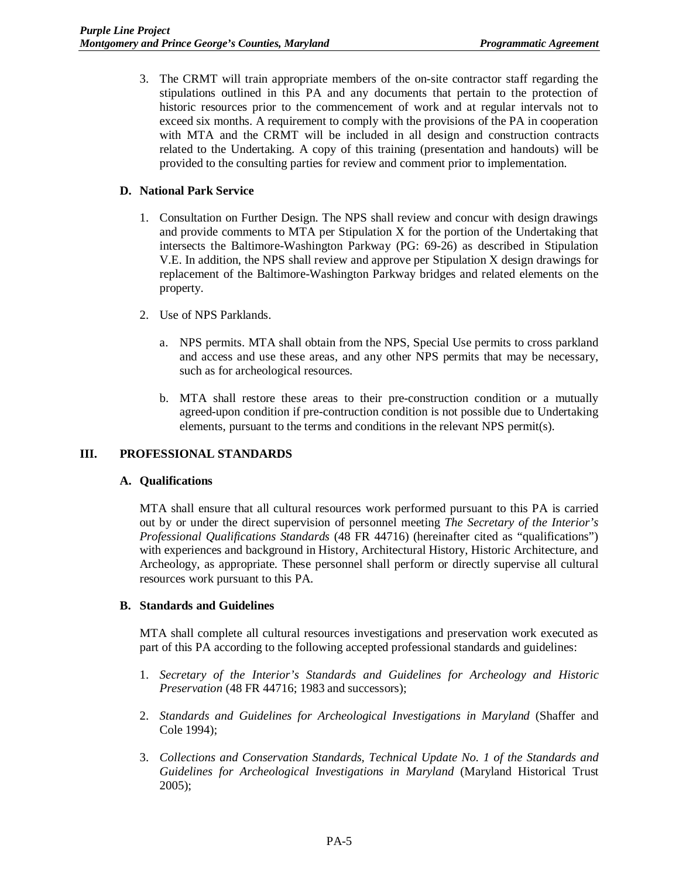3. The CRMT will train appropriate members of the on-site contractor staff regarding the stipulations outlined in this PA and any documents that pertain to the protection of historic resources prior to the commencement of work and at regular intervals not to exceed six months. A requirement to comply with the provisions of the PA in cooperation with MTA and the CRMT will be included in all design and construction contracts related to the Undertaking. A copy of this training (presentation and handouts) will be provided to the consulting parties for review and comment prior to implementation.

### D. National Park Service

1. Consultation on Further Design. The NPS shall review and concur with design drawings and provide comments to MTA per Stipulation X for the portion of the Undertaking that intersects the Baltimore-Washington Parkway (PG: 69-26) as described in Stipulation V.E. In addition, the NPS shall review and approve per Stipulation X design drawings for replacement of the Baltimore-Washington Parkway bridges and related elements on the property.

2. Use of NPS Parklands.

   a. NPS permits. MTA shall obtain from the NPS, Special Use permits to cross parkland and access and use these areas, and any other NPS permits that may be necessary, such as for archeological resources.

   b. MTA shall restore these areas to their pre-construction condition or a mutually agreed-upon condition if pre-contruction condition is not possible due to Undertaking elements, pursuant to the terms and conditions in the relevant NPS permit(s).

## III. PROFESSIONAL STANDARDS

### A. Qualifications

MTA shall ensure that all cultural resources work performed pursuant to this PA is carried out by or under the direct supervision of personnel meeting *The Secretary of the Interior's Professional Qualifications Standards* (48 FR 44716) (hereinafter cited as "qualifications") with experiences and background in History, Architectural History, Historic Architecture, and Archeology, as appropriate. These personnel shall perform or directly supervise all cultural resources work pursuant to this PA.

### B. Standards and Guidelines

MTA shall complete all cultural resources investigations and preservation work executed as part of this PA according to the following accepted professional standards and guidelines:

1. *Secretary of the Interior's Standards and Guidelines for Archeology and Historic Preservation* (48 FR 44716; 1983 and successors);

2. *Standards and Guidelines for Archeological Investigations in Maryland* (Shaffer and Cole 1994);

3. *Collections and Conservation Standards, Technical Update No. 1 of the Standards and Guidelines for Archeological Investigations in Maryland* (Maryland Historical Trust 2005);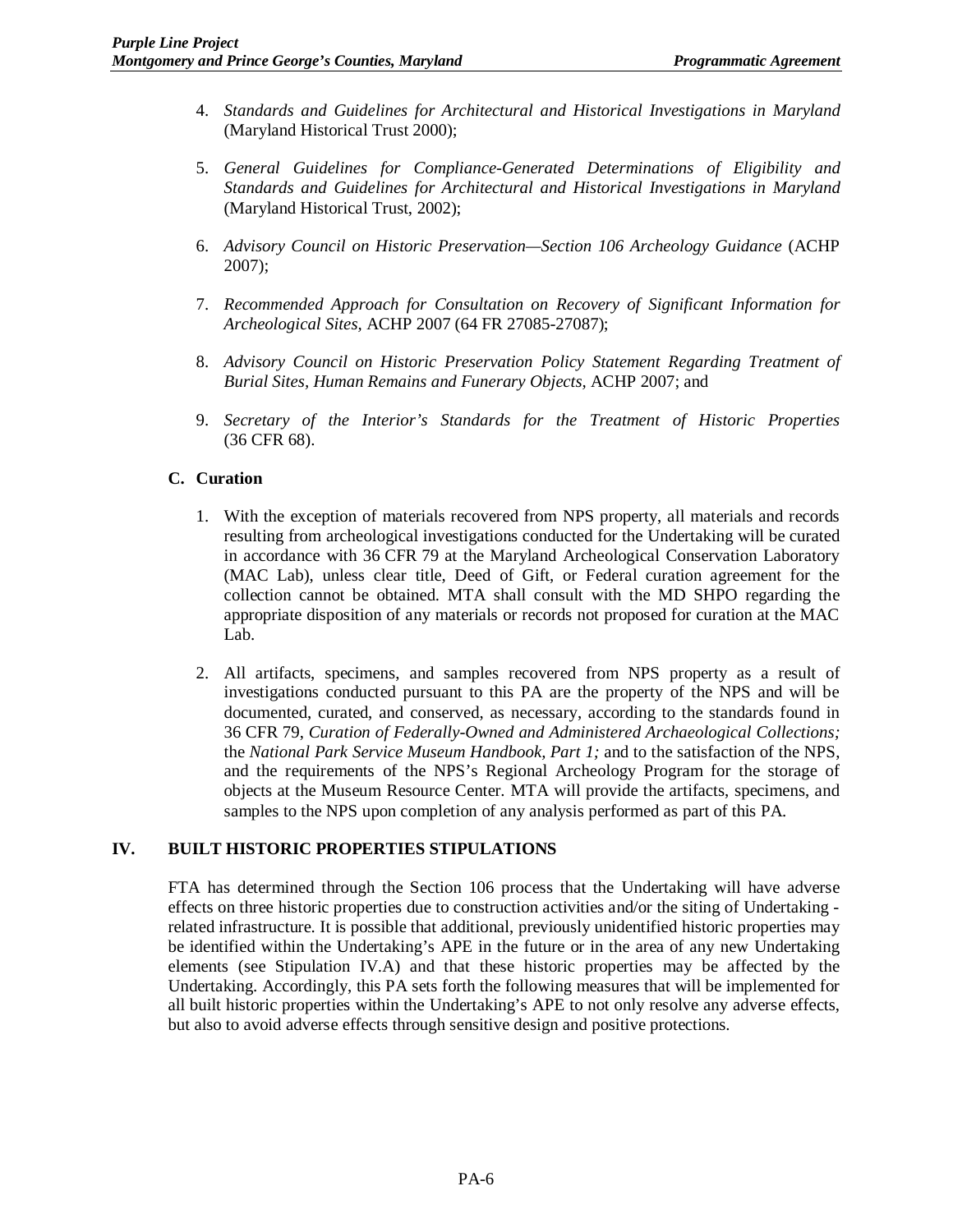4. *Standards and Guidelines for Architectural and Historical Investigations in Maryland* (Maryland Historical Trust 2000);

5. *General Guidelines for Compliance-Generated Determinations of Eligibility and Standards and Guidelines for Architectural and Historical Investigations in Maryland* (Maryland Historical Trust, 2002);

6. *Advisory Council on Historic Preservation—Section 106 Archeology Guidance* (ACHP 2007);

7. *Recommended Approach for Consultation on Recovery of Significant Information for Archeological Sites,* ACHP 2007 (64 FR 27085-27087);

8. *Advisory Council on Historic Preservation Policy Statement Regarding Treatment of Burial Sites, Human Remains and Funerary Objects,* ACHP 2007; and

9. *Secretary of the Interior's Standards for the Treatment of Historic Properties* (36 CFR 68).

### C. Curation

1. With the exception of materials recovered from NPS property, all materials and records resulting from archeological investigations conducted for the Undertaking will be curated in accordance with 36 CFR 79 at the Maryland Archeological Conservation Laboratory (MAC Lab), unless clear title, Deed of Gift, or Federal curation agreement for the collection cannot be obtained. MTA shall consult with the MD SHPO regarding the appropriate disposition of any materials or records not proposed for curation at the MAC Lab.

2. All artifacts, specimens, and samples recovered from NPS property as a result of investigations conducted pursuant to this PA are the property of the NPS and will be documented, curated, and conserved, as necessary, according to the standards found in 36 CFR 79, *Curation of Federally-Owned and Administered Archaeological Collections;* the *National Park Service Museum Handbook, Part 1;* and to the satisfaction of the NPS, and the requirements of the NPS's Regional Archeology Program for the storage of objects at the Museum Resource Center. MTA will provide the artifacts, specimens, and samples to the NPS upon completion of any analysis performed as part of this PA.

## IV. BUILT HISTORIC PROPERTIES STIPULATIONS

FTA has determined through the Section 106 process that the Undertaking will have adverse effects on three historic properties due to construction activities and/or the siting of Undertaking - related infrastructure. It is possible that additional, previously unidentified historic properties may be identified within the Undertaking's APE in the future or in the area of any new Undertaking elements (see Stipulation IV.A) and that these historic properties may be affected by the Undertaking. Accordingly, this PA sets forth the following measures that will be implemented for all built historic properties within the Undertaking's APE to not only resolve any adverse effects, but also to avoid adverse effects through sensitive design and positive protections.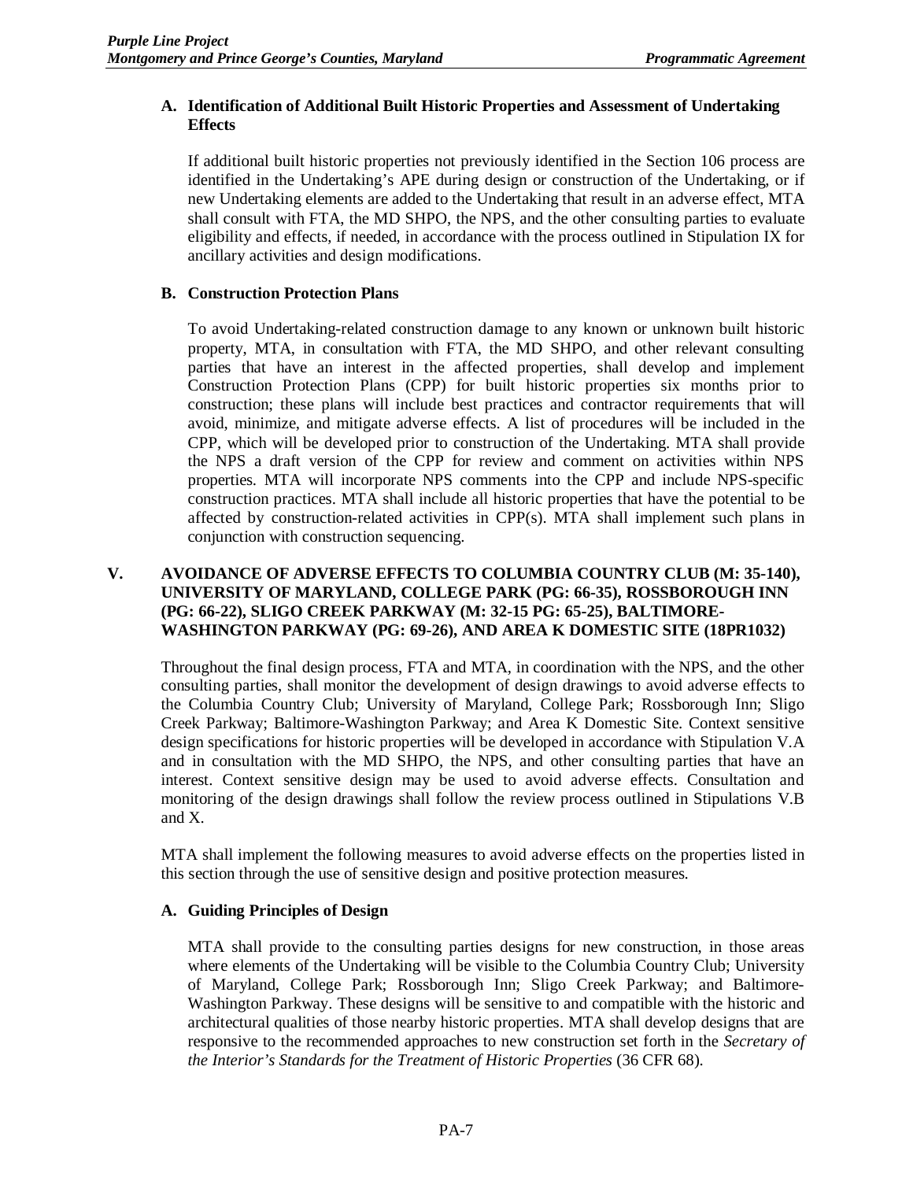### A. Identification of Additional Built Historic Properties and Assessment of Undertaking Effects

If additional built historic properties not previously identified in the Section 106 process are identified in the Undertaking's APE during design or construction of the Undertaking, or if new Undertaking elements are added to the Undertaking that result in an adverse effect, MTA shall consult with FTA, the MD SHPO, the NPS, and the other consulting parties to evaluate eligibility and effects, if needed, in accordance with the process outlined in Stipulation IX for ancillary activities and design modifications.

### B. Construction Protection Plans

To avoid Undertaking-related construction damage to any known or unknown built historic property, MTA, in consultation with FTA, the MD SHPO, and other relevant consulting parties that have an interest in the affected properties, shall develop and implement Construction Protection Plans (CPP) for built historic properties six months prior to construction; these plans will include best practices and contractor requirements that will avoid, minimize, and mitigate adverse effects. A list of procedures will be included in the CPP, which will be developed prior to construction of the Undertaking. MTA shall provide the NPS a draft version of the CPP for review and comment on activities within NPS properties. MTA will incorporate NPS comments into the CPP and include NPS-specific construction practices. MTA shall include all historic properties that have the potential to be affected by construction-related activities in CPP(s). MTA shall implement such plans in conjunction with construction sequencing.

## V. AVOIDANCE OF ADVERSE EFFECTS TO COLUMBIA COUNTRY CLUB (M: 35-140), UNIVERSITY OF MARYLAND, COLLEGE PARK (PG: 66-35), ROSSBOROUGH INN (PG: 66-22), SLIGO CREEK PARKWAY (M: 32-15 PG: 65-25), BALTIMORE-WASHINGTON PARKWAY (PG: 69-26), AND AREA K DOMESTIC SITE (18PR1032)

Throughout the final design process, FTA and MTA, in coordination with the NPS, and the other consulting parties, shall monitor the development of design drawings to avoid adverse effects to the Columbia Country Club; University of Maryland, College Park; Rossborough Inn; Sligo Creek Parkway; Baltimore-Washington Parkway; and Area K Domestic Site. Context sensitive design specifications for historic properties will be developed in accordance with Stipulation V.A and in consultation with the MD SHPO, the NPS, and other consulting parties that have an interest. Context sensitive design may be used to avoid adverse effects. Consultation and monitoring of the design drawings shall follow the review process outlined in Stipulations V.B and X.

MTA shall implement the following measures to avoid adverse effects on the properties listed in this section through the use of sensitive design and positive protection measures.

### A. Guiding Principles of Design

MTA shall provide to the consulting parties designs for new construction, in those areas where elements of the Undertaking will be visible to the Columbia Country Club; University of Maryland, College Park; Rossborough Inn; Sligo Creek Parkway; and Baltimore-Washington Parkway. These designs will be sensitive to and compatible with the historic and architectural qualities of those nearby historic properties. MTA shall develop designs that are responsive to the recommended approaches to new construction set forth in the *Secretary of the Interior's Standards for the Treatment of Historic Properties* (36 CFR 68).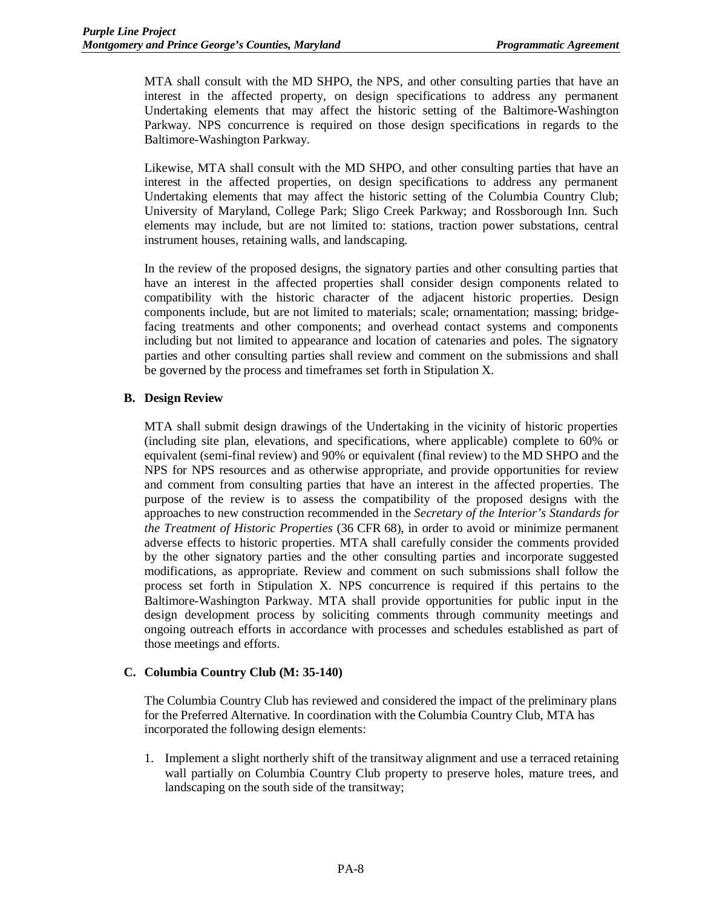MTA shall consult with the MD SHPO, the NPS, and other consulting parties that have an interest in the affected property, on design specifications to address any permanent Undertaking elements that may affect the historic setting of the Baltimore-Washington Parkway. NPS concurrence is required on those design specifications in regards to the Baltimore-Washington Parkway.

Likewise, MTA shall consult with the MD SHPO, and other consulting parties that have an interest in the affected properties, on design specifications to address any permanent Undertaking elements that may affect the historic setting of the Columbia Country Club; University of Maryland, College Park; Sligo Creek Parkway; and Rossborough Inn. Such elements may include, but are not limited to: stations, traction power substations, central instrument houses, retaining walls, and landscaping.

In the review of the proposed designs, the signatory parties and other consulting parties that have an interest in the affected properties shall consider design components related to compatibility with the historic character of the adjacent historic properties. Design components include, but are not limited to materials; scale; ornamentation; massing; bridge-facing treatments and other components; and overhead contact systems and components including but not limited to appearance and location of catenaries and poles. The signatory parties and other consulting parties shall review and comment on the submissions and shall be governed by the process and timeframes set forth in Stipulation X.

### B. Design Review

MTA shall submit design drawings of the Undertaking in the vicinity of historic properties (including site plan, elevations, and specifications, where applicable) complete to 60% or equivalent (semi-final review) and 90% or equivalent (final review) to the MD SHPO and the NPS for NPS resources and as otherwise appropriate, and provide opportunities for review and comment from consulting parties that have an interest in the affected properties. The purpose of the review is to assess the compatibility of the proposed designs with the approaches to new construction recommended in the *Secretary of the Interior's Standards for the Treatment of Historic Properties* (36 CFR 68), in order to avoid or minimize permanent adverse effects to historic properties. MTA shall carefully consider the comments provided by the other signatory parties and the other consulting parties and incorporate suggested modifications, as appropriate. Review and comment on such submissions shall follow the process set forth in Stipulation X. NPS concurrence is required if this pertains to the Baltimore-Washington Parkway. MTA shall provide opportunities for public input in the design development process by soliciting comments through community meetings and ongoing outreach efforts in accordance with processes and schedules established as part of those meetings and efforts.

### C. Columbia Country Club (M: 35-140)

The Columbia Country Club has reviewed and considered the impact of the preliminary plans for the Preferred Alternative. In coordination with the Columbia Country Club, MTA has incorporated the following design elements:

1. Implement a slight northerly shift of the transitway alignment and use a terraced retaining wall partially on Columbia Country Club property to preserve holes, mature trees, and landscaping on the south side of the transitway;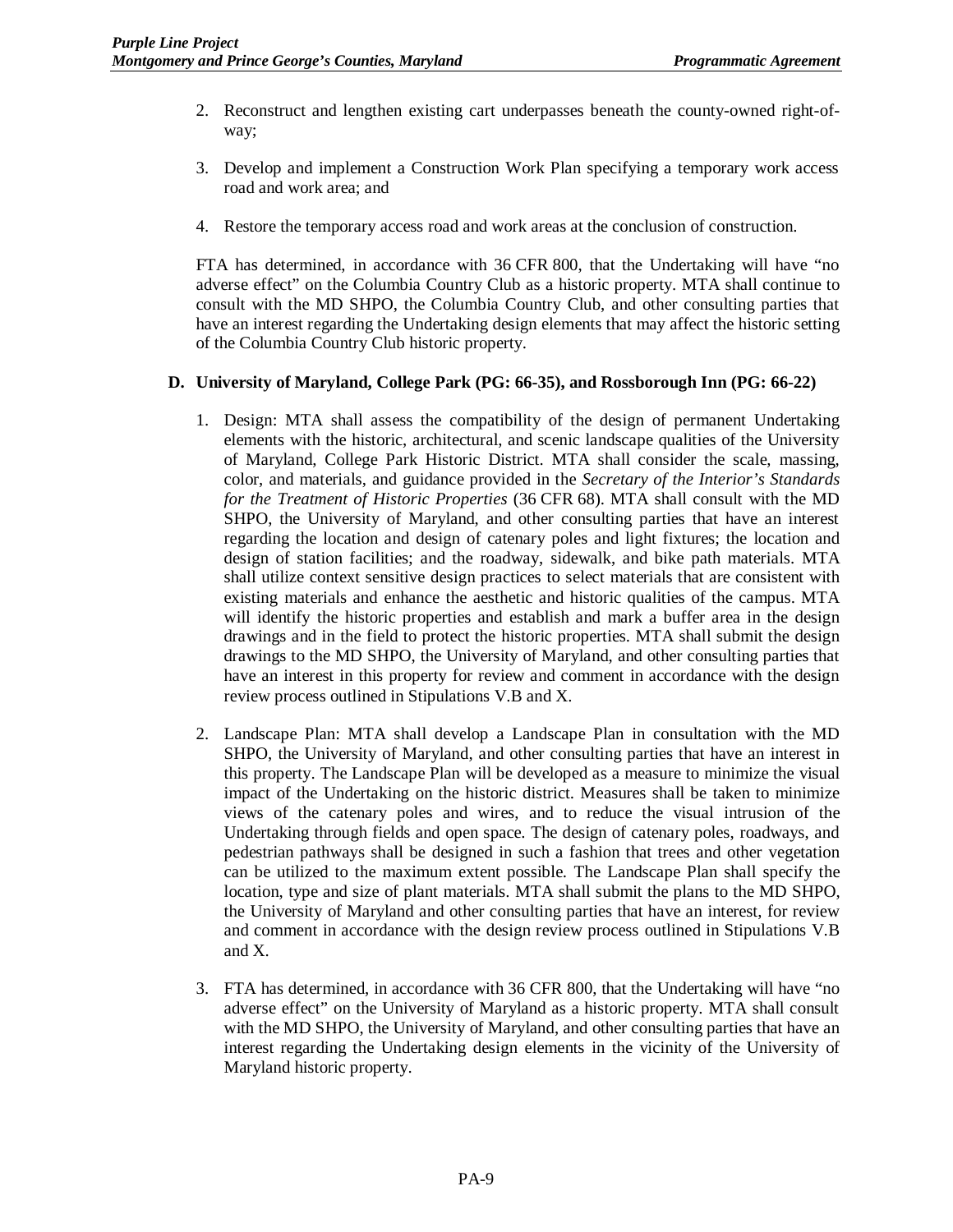2. Reconstruct and lengthen existing cart underpasses beneath the county-owned right-of-way;

3. Develop and implement a Construction Work Plan specifying a temporary work access road and work area; and

4. Restore the temporary access road and work areas at the conclusion of construction.

FTA has determined, in accordance with 36 CFR 800, that the Undertaking will have "no adverse effect" on the Columbia Country Club as a historic property. MTA shall continue to consult with the MD SHPO, the Columbia Country Club, and other consulting parties that have an interest regarding the Undertaking design elements that may affect the historic setting of the Columbia Country Club historic property.

**D. University of Maryland, College Park (PG: 66-35), and Rossborough Inn (PG: 66-22)**

1. Design: MTA shall assess the compatibility of the design of permanent Undertaking elements with the historic, architectural, and scenic landscape qualities of the University of Maryland, College Park Historic District. MTA shall consider the scale, massing, color, and materials, and guidance provided in the *Secretary of the Interior's Standards for the Treatment of Historic Properties* (36 CFR 68). MTA shall consult with the MD SHPO, the University of Maryland, and other consulting parties that have an interest regarding the location and design of catenary poles and light fixtures; the location and design of station facilities; and the roadway, sidewalk, and bike path materials. MTA shall utilize context sensitive design practices to select materials that are consistent with existing materials and enhance the aesthetic and historic qualities of the campus. MTA will identify the historic properties and establish and mark a buffer area in the design drawings and in the field to protect the historic properties. MTA shall submit the design drawings to the MD SHPO, the University of Maryland, and other consulting parties that have an interest in this property for review and comment in accordance with the design review process outlined in Stipulations V.B and X.

2. Landscape Plan: MTA shall develop a Landscape Plan in consultation with the MD SHPO, the University of Maryland, and other consulting parties that have an interest in this property. The Landscape Plan will be developed as a measure to minimize the visual impact of the Undertaking on the historic district. Measures shall be taken to minimize views of the catenary poles and wires, and to reduce the visual intrusion of the Undertaking through fields and open space. The design of catenary poles, roadways, and pedestrian pathways shall be designed in such a fashion that trees and other vegetation can be utilized to the maximum extent possible. The Landscape Plan shall specify the location, type and size of plant materials. MTA shall submit the plans to the MD SHPO, the University of Maryland and other consulting parties that have an interest, for review and comment in accordance with the design review process outlined in Stipulations V.B and X.

3. FTA has determined, in accordance with 36 CFR 800, that the Undertaking will have "no adverse effect" on the University of Maryland as a historic property. MTA shall consult with the MD SHPO, the University of Maryland, and other consulting parties that have an interest regarding the Undertaking design elements in the vicinity of the University of Maryland historic property.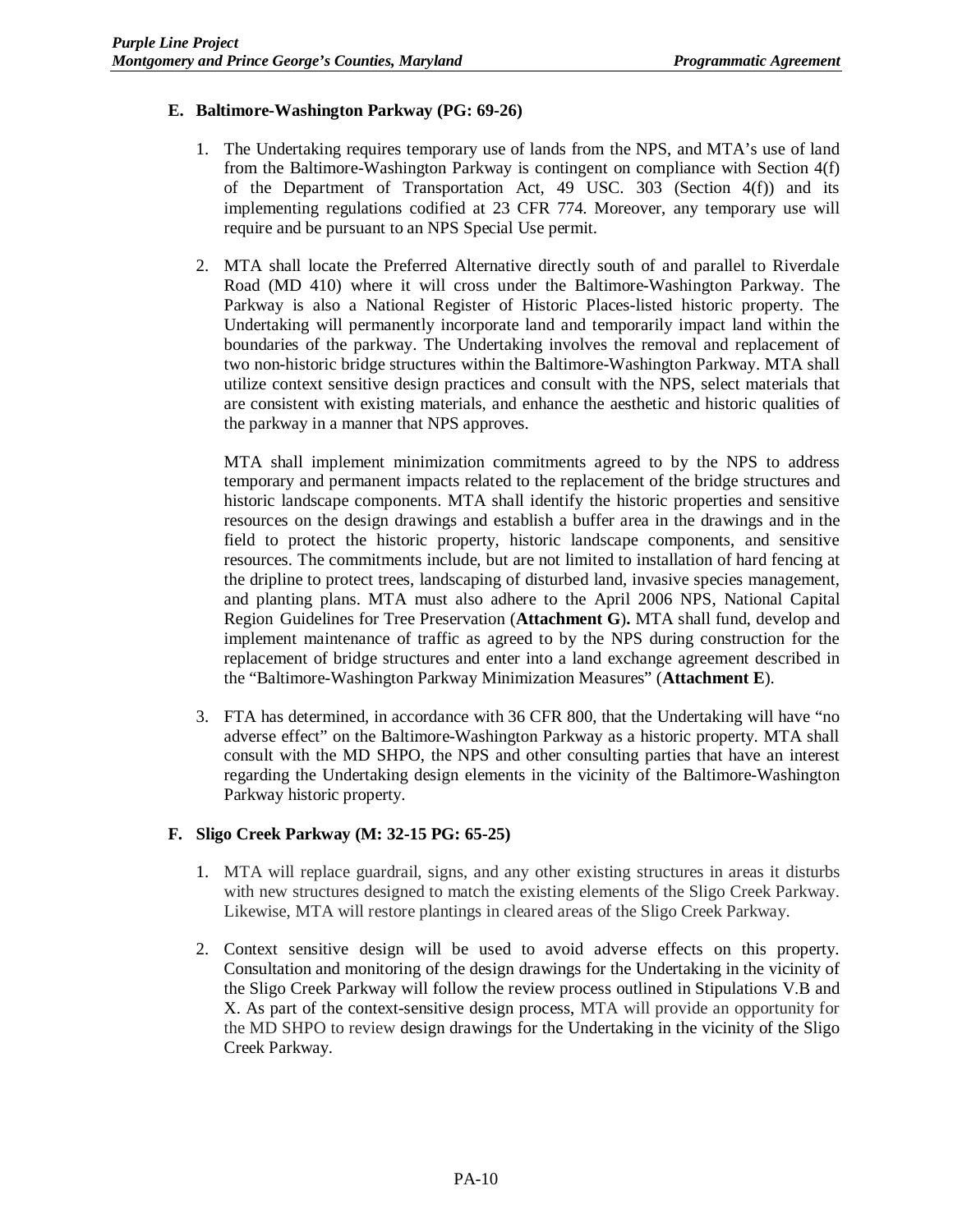## E. Baltimore-Washington Parkway (PG: 69-26)

1. The Undertaking requires temporary use of lands from the NPS, and MTA's use of land from the Baltimore-Washington Parkway is contingent on compliance with Section 4(f) of the Department of Transportation Act, 49 USC. 303 (Section 4(f)) and its implementing regulations codified at 23 CFR 774. Moreover, any temporary use will require and be pursuant to an NPS Special Use permit.

2. MTA shall locate the Preferred Alternative directly south of and parallel to Riverdale Road (MD 410) where it will cross under the Baltimore-Washington Parkway. The Parkway is also a National Register of Historic Places-listed historic property. The Undertaking will permanently incorporate land and temporarily impact land within the boundaries of the parkway. The Undertaking involves the removal and replacement of two non-historic bridge structures within the Baltimore-Washington Parkway. MTA shall utilize context sensitive design practices and consult with the NPS, select materials that are consistent with existing materials, and enhance the aesthetic and historic qualities of the parkway in a manner that NPS approves.

   MTA shall implement minimization commitments agreed to by the NPS to address temporary and permanent impacts related to the replacement of the bridge structures and historic landscape components. MTA shall identify the historic properties and sensitive resources on the design drawings and establish a buffer area in the drawings and in the field to protect the historic property, historic landscape components, and sensitive resources. The commitments include, but are not limited to installation of hard fencing at the dripline to protect trees, landscaping of disturbed land, invasive species management, and planting plans. MTA must also adhere to the April 2006 NPS, National Capital Region Guidelines for Tree Preservation (**Attachment G**)**.** MTA shall fund, develop and implement maintenance of traffic as agreed to by the NPS during construction for the replacement of bridge structures and enter into a land exchange agreement described in the "Baltimore-Washington Parkway Minimization Measures" (**Attachment E**).

3. FTA has determined, in accordance with 36 CFR 800, that the Undertaking will have "no adverse effect" on the Baltimore-Washington Parkway as a historic property. MTA shall consult with the MD SHPO, the NPS and other consulting parties that have an interest regarding the Undertaking design elements in the vicinity of the Baltimore-Washington Parkway historic property.

## F. Sligo Creek Parkway (M: 32-15 PG: 65-25)

1. MTA will replace guardrail, signs, and any other existing structures in areas it disturbs with new structures designed to match the existing elements of the Sligo Creek Parkway. Likewise, MTA will restore plantings in cleared areas of the Sligo Creek Parkway.

2. Context sensitive design will be used to avoid adverse effects on this property. Consultation and monitoring of the design drawings for the Undertaking in the vicinity of the Sligo Creek Parkway will follow the review process outlined in Stipulations V.B and X. As part of the context-sensitive design process, MTA will provide an opportunity for the MD SHPO to review design drawings for the Undertaking in the vicinity of the Sligo Creek Parkway.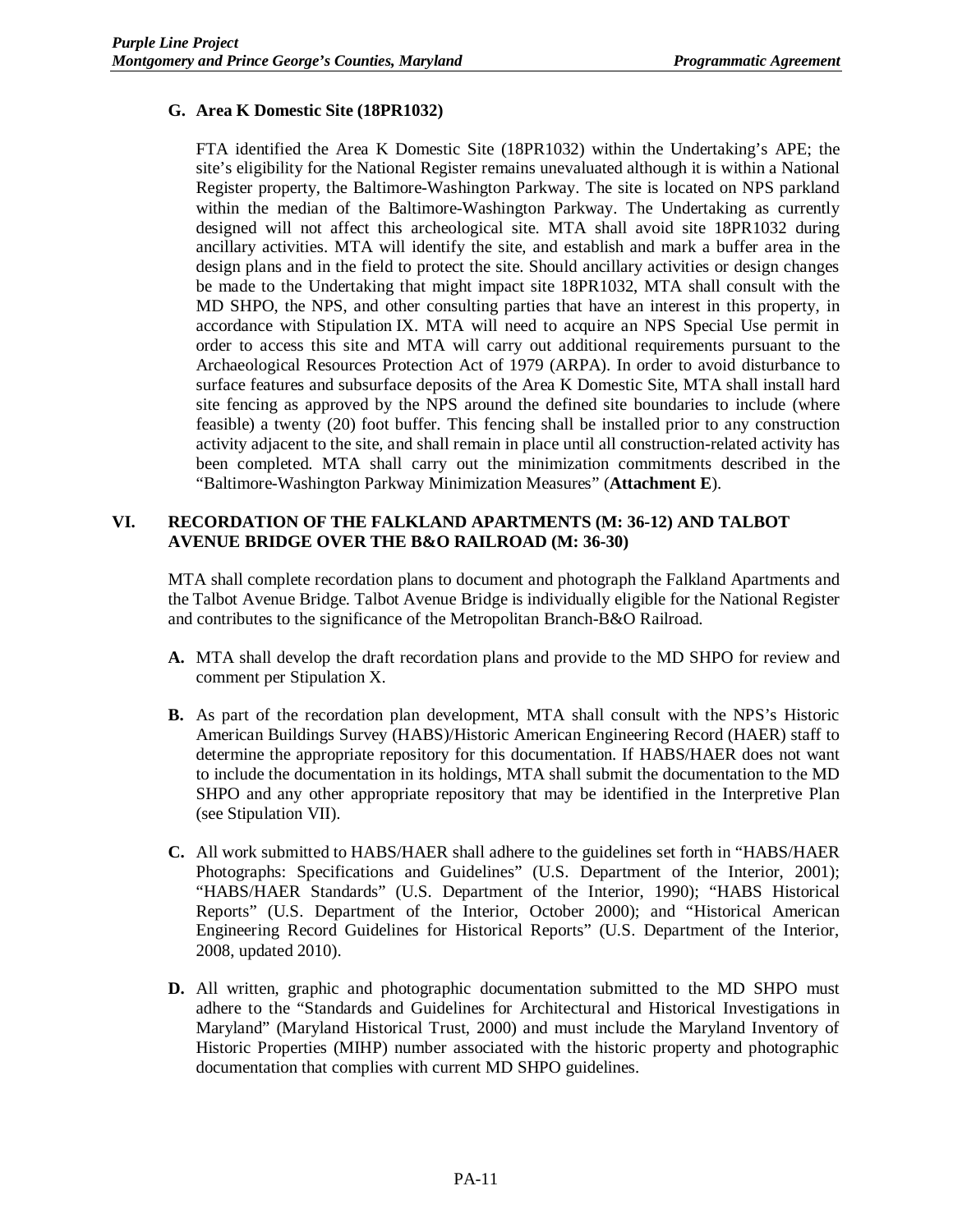### G. Area K Domestic Site (18PR1032)

FTA identified the Area K Domestic Site (18PR1032) within the Undertaking's APE; the site's eligibility for the National Register remains unevaluated although it is within a National Register property, the Baltimore-Washington Parkway. The site is located on NPS parkland within the median of the Baltimore-Washington Parkway. The Undertaking as currently designed will not affect this archeological site. MTA shall avoid site 18PR1032 during ancillary activities. MTA will identify the site, and establish and mark a buffer area in the design plans and in the field to protect the site. Should ancillary activities or design changes be made to the Undertaking that might impact site 18PR1032, MTA shall consult with the MD SHPO, the NPS, and other consulting parties that have an interest in this property, in accordance with Stipulation IX. MTA will need to acquire an NPS Special Use permit in order to access this site and MTA will carry out additional requirements pursuant to the Archaeological Resources Protection Act of 1979 (ARPA). In order to avoid disturbance to surface features and subsurface deposits of the Area K Domestic Site, MTA shall install hard site fencing as approved by the NPS around the defined site boundaries to include (where feasible) a twenty (20) foot buffer. This fencing shall be installed prior to any construction activity adjacent to the site, and shall remain in place until all construction-related activity has been completed. MTA shall carry out the minimization commitments described in the "Baltimore-Washington Parkway Minimization Measures" (**Attachment E**).

## VI. RECORDATION OF THE FALKLAND APARTMENTS (M: 36-12) AND TALBOT AVENUE BRIDGE OVER THE B&O RAILROAD (M: 36-30)

MTA shall complete recordation plans to document and photograph the Falkland Apartments and the Talbot Avenue Bridge. Talbot Avenue Bridge is individually eligible for the National Register and contributes to the significance of the Metropolitan Branch-B&O Railroad.

**A.** MTA shall develop the draft recordation plans and provide to the MD SHPO for review and comment per Stipulation X.

**B.** As part of the recordation plan development, MTA shall consult with the NPS's Historic American Buildings Survey (HABS)/Historic American Engineering Record (HAER) staff to determine the appropriate repository for this documentation. If HABS/HAER does not want to include the documentation in its holdings, MTA shall submit the documentation to the MD SHPO and any other appropriate repository that may be identified in the Interpretive Plan (see Stipulation VII).

**C.** All work submitted to HABS/HAER shall adhere to the guidelines set forth in "HABS/HAER Photographs: Specifications and Guidelines" (U.S. Department of the Interior, 2001); "HABS/HAER Standards" (U.S. Department of the Interior, 1990); "HABS Historical Reports" (U.S. Department of the Interior, October 2000); and "Historical American Engineering Record Guidelines for Historical Reports" (U.S. Department of the Interior, 2008, updated 2010).

**D.** All written, graphic and photographic documentation submitted to the MD SHPO must adhere to the "Standards and Guidelines for Architectural and Historical Investigations in Maryland" (Maryland Historical Trust, 2000) and must include the Maryland Inventory of Historic Properties (MIHP) number associated with the historic property and photographic documentation that complies with current MD SHPO guidelines.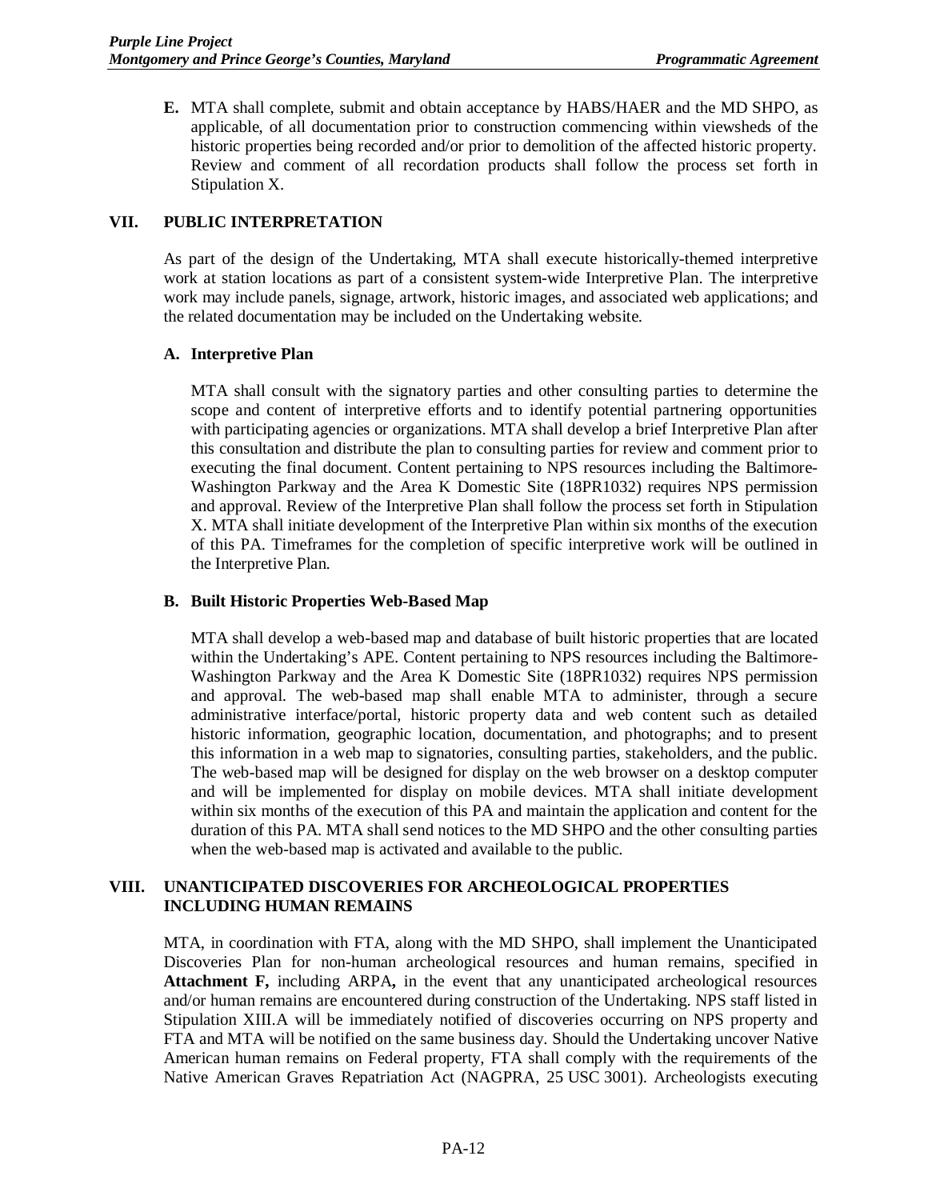**E.** MTA shall complete, submit and obtain acceptance by HABS/HAER and the MD SHPO, as applicable, of all documentation prior to construction commencing within viewsheds of the historic properties being recorded and/or prior to demolition of the affected historic property. Review and comment of all recordation products shall follow the process set forth in Stipulation X.

## VII. PUBLIC INTERPRETATION

As part of the design of the Undertaking, MTA shall execute historically-themed interpretive work at station locations as part of a consistent system-wide Interpretive Plan. The interpretive work may include panels, signage, artwork, historic images, and associated web applications; and the related documentation may be included on the Undertaking website.

### A. Interpretive Plan

MTA shall consult with the signatory parties and other consulting parties to determine the scope and content of interpretive efforts and to identify potential partnering opportunities with participating agencies or organizations. MTA shall develop a brief Interpretive Plan after this consultation and distribute the plan to consulting parties for review and comment prior to executing the final document. Content pertaining to NPS resources including the Baltimore-Washington Parkway and the Area K Domestic Site (18PR1032) requires NPS permission and approval. Review of the Interpretive Plan shall follow the process set forth in Stipulation X. MTA shall initiate development of the Interpretive Plan within six months of the execution of this PA. Timeframes for the completion of specific interpretive work will be outlined in the Interpretive Plan.

### B. Built Historic Properties Web-Based Map

MTA shall develop a web-based map and database of built historic properties that are located within the Undertaking's APE. Content pertaining to NPS resources including the Baltimore-Washington Parkway and the Area K Domestic Site (18PR1032) requires NPS permission and approval. The web-based map shall enable MTA to administer, through a secure administrative interface/portal, historic property data and web content such as detailed historic information, geographic location, documentation, and photographs; and to present this information in a web map to signatories, consulting parties, stakeholders, and the public. The web-based map will be designed for display on the web browser on a desktop computer and will be implemented for display on mobile devices. MTA shall initiate development within six months of the execution of this PA and maintain the application and content for the duration of this PA. MTA shall send notices to the MD SHPO and the other consulting parties when the web-based map is activated and available to the public.

## VIII. UNANTICIPATED DISCOVERIES FOR ARCHEOLOGICAL PROPERTIES INCLUDING HUMAN REMAINS

MTA, in coordination with FTA, along with the MD SHPO, shall implement the Unanticipated Discoveries Plan for non-human archeological resources and human remains, specified in **Attachment F,** including ARPA**,** in the event that any unanticipated archeological resources and/or human remains are encountered during construction of the Undertaking. NPS staff listed in Stipulation XIII.A will be immediately notified of discoveries occurring on NPS property and FTA and MTA will be notified on the same business day. Should the Undertaking uncover Native American human remains on Federal property, FTA shall comply with the requirements of the Native American Graves Repatriation Act (NAGPRA, 25 USC 3001). Archeologists executing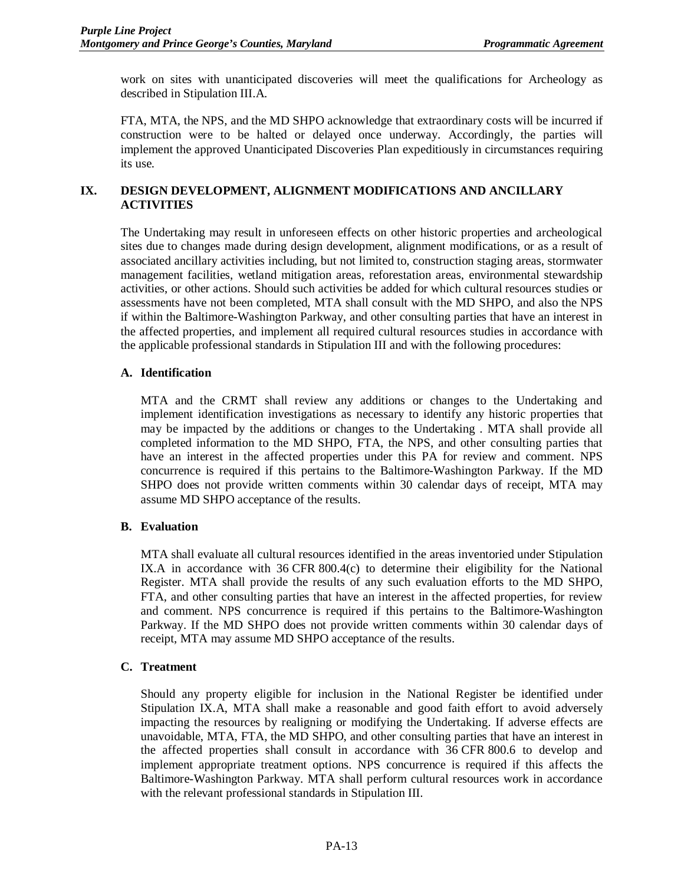work on sites with unanticipated discoveries will meet the qualifications for Archeology as described in Stipulation III.A.

FTA, MTA, the NPS, and the MD SHPO acknowledge that extraordinary costs will be incurred if construction were to be halted or delayed once underway. Accordingly, the parties will implement the approved Unanticipated Discoveries Plan expeditiously in circumstances requiring its use.

## IX. DESIGN DEVELOPMENT, ALIGNMENT MODIFICATIONS AND ANCILLARY ACTIVITIES

The Undertaking may result in unforeseen effects on other historic properties and archeological sites due to changes made during design development, alignment modifications, or as a result of associated ancillary activities including, but not limited to, construction staging areas, stormwater management facilities, wetland mitigation areas, reforestation areas, environmental stewardship activities, or other actions. Should such activities be added for which cultural resources studies or assessments have not been completed, MTA shall consult with the MD SHPO, and also the NPS if within the Baltimore-Washington Parkway, and other consulting parties that have an interest in the affected properties, and implement all required cultural resources studies in accordance with the applicable professional standards in Stipulation III and with the following procedures:

### A. Identification

MTA and the CRMT shall review any additions or changes to the Undertaking and implement identification investigations as necessary to identify any historic properties that may be impacted by the additions or changes to the Undertaking . MTA shall provide all completed information to the MD SHPO, FTA, the NPS, and other consulting parties that have an interest in the affected properties under this PA for review and comment. NPS concurrence is required if this pertains to the Baltimore-Washington Parkway. If the MD SHPO does not provide written comments within 30 calendar days of receipt, MTA may assume MD SHPO acceptance of the results.

### B. Evaluation

MTA shall evaluate all cultural resources identified in the areas inventoried under Stipulation IX.A in accordance with 36 CFR 800.4(c) to determine their eligibility for the National Register. MTA shall provide the results of any such evaluation efforts to the MD SHPO, FTA, and other consulting parties that have an interest in the affected properties, for review and comment. NPS concurrence is required if this pertains to the Baltimore-Washington Parkway. If the MD SHPO does not provide written comments within 30 calendar days of receipt, MTA may assume MD SHPO acceptance of the results.

### C. Treatment

Should any property eligible for inclusion in the National Register be identified under Stipulation IX.A, MTA shall make a reasonable and good faith effort to avoid adversely impacting the resources by realigning or modifying the Undertaking. If adverse effects are unavoidable, MTA, FTA, the MD SHPO, and other consulting parties that have an interest in the affected properties shall consult in accordance with 36 CFR 800.6 to develop and implement appropriate treatment options. NPS concurrence is required if this affects the Baltimore-Washington Parkway. MTA shall perform cultural resources work in accordance with the relevant professional standards in Stipulation III.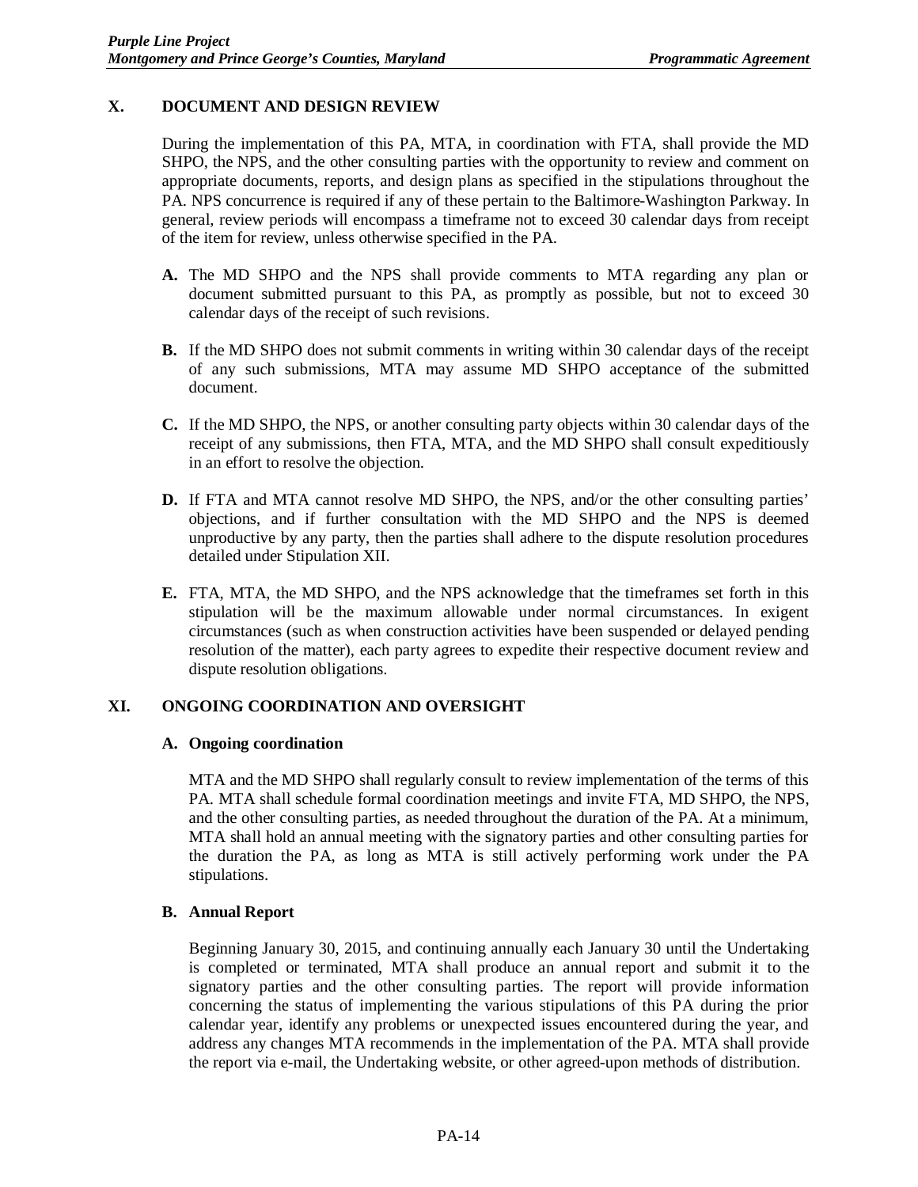## X. DOCUMENT AND DESIGN REVIEW

During the implementation of this PA, MTA, in coordination with FTA, shall provide the MD SHPO, the NPS, and the other consulting parties with the opportunity to review and comment on appropriate documents, reports, and design plans as specified in the stipulations throughout the PA. NPS concurrence is required if any of these pertain to the Baltimore-Washington Parkway. In general, review periods will encompass a timeframe not to exceed 30 calendar days from receipt of the item for review, unless otherwise specified in the PA.

**A.** The MD SHPO and the NPS shall provide comments to MTA regarding any plan or document submitted pursuant to this PA, as promptly as possible, but not to exceed 30 calendar days of the receipt of such revisions.

**B.** If the MD SHPO does not submit comments in writing within 30 calendar days of the receipt of any such submissions, MTA may assume MD SHPO acceptance of the submitted document.

**C.** If the MD SHPO, the NPS, or another consulting party objects within 30 calendar days of the receipt of any submissions, then FTA, MTA, and the MD SHPO shall consult expeditiously in an effort to resolve the objection.

**D.** If FTA and MTA cannot resolve MD SHPO, the NPS, and/or the other consulting parties' objections, and if further consultation with the MD SHPO and the NPS is deemed unproductive by any party, then the parties shall adhere to the dispute resolution procedures detailed under Stipulation XII.

**E.** FTA, MTA, the MD SHPO, and the NPS acknowledge that the timeframes set forth in this stipulation will be the maximum allowable under normal circumstances. In exigent circumstances (such as when construction activities have been suspended or delayed pending resolution of the matter), each party agrees to expedite their respective document review and dispute resolution obligations.

## XI. ONGOING COORDINATION AND OVERSIGHT

### A. Ongoing coordination

MTA and the MD SHPO shall regularly consult to review implementation of the terms of this PA. MTA shall schedule formal coordination meetings and invite FTA, MD SHPO, the NPS, and the other consulting parties, as needed throughout the duration of the PA. At a minimum, MTA shall hold an annual meeting with the signatory parties and other consulting parties for the duration the PA, as long as MTA is still actively performing work under the PA stipulations.

### B. Annual Report

Beginning January 30, 2015, and continuing annually each January 30 until the Undertaking is completed or terminated, MTA shall produce an annual report and submit it to the signatory parties and the other consulting parties. The report will provide information concerning the status of implementing the various stipulations of this PA during the prior calendar year, identify any problems or unexpected issues encountered during the year, and address any changes MTA recommends in the implementation of the PA. MTA shall provide the report via e-mail, the Undertaking website, or other agreed-upon methods of distribution.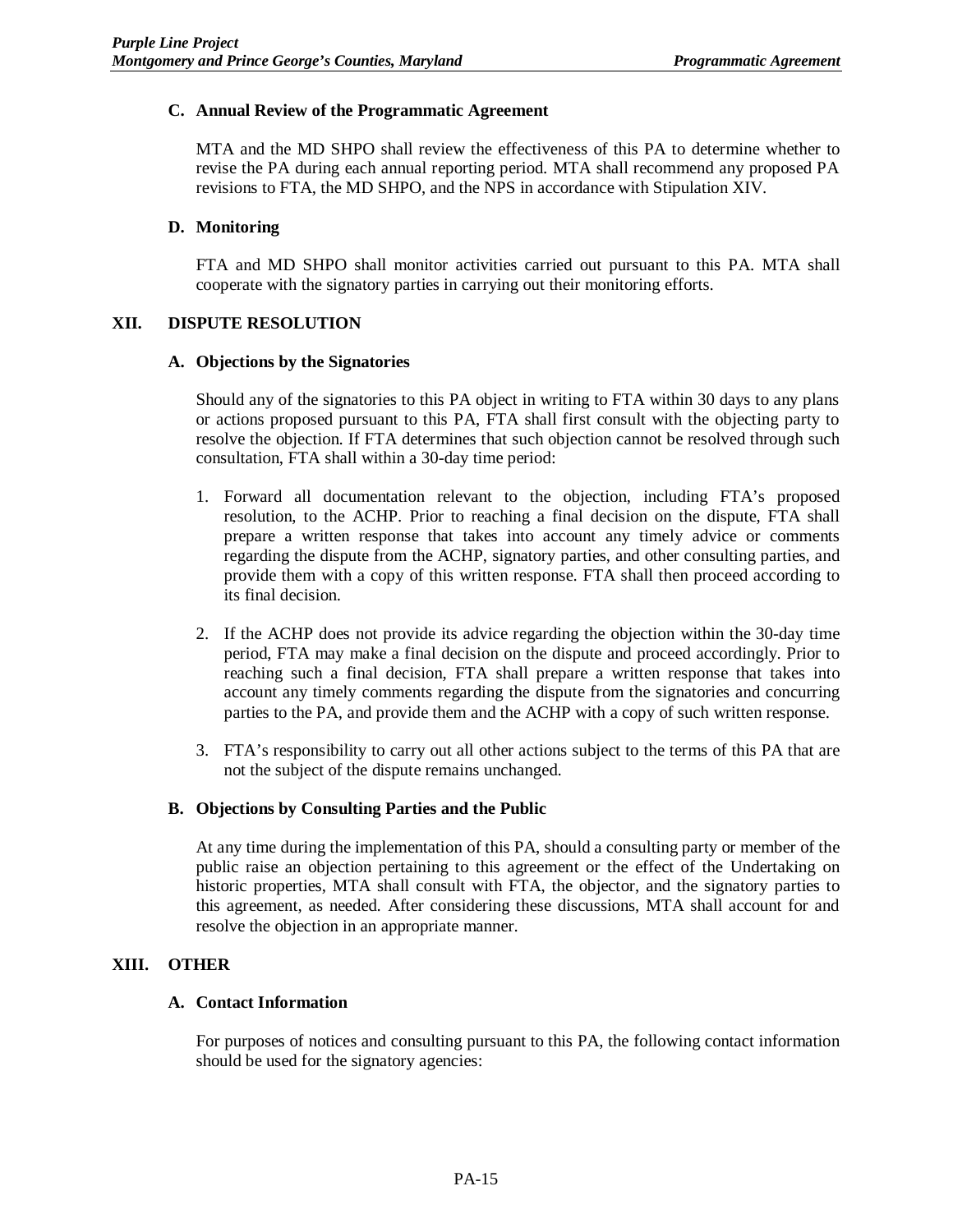### C. Annual Review of the Programmatic Agreement

MTA and the MD SHPO shall review the effectiveness of this PA to determine whether to revise the PA during each annual reporting period. MTA shall recommend any proposed PA revisions to FTA, the MD SHPO, and the NPS in accordance with Stipulation XIV.

### D. Monitoring

FTA and MD SHPO shall monitor activities carried out pursuant to this PA. MTA shall cooperate with the signatory parties in carrying out their monitoring efforts.

## XII. DISPUTE RESOLUTION

### A. Objections by the Signatories

Should any of the signatories to this PA object in writing to FTA within 30 days to any plans or actions proposed pursuant to this PA, FTA shall first consult with the objecting party to resolve the objection. If FTA determines that such objection cannot be resolved through such consultation, FTA shall within a 30-day time period:

1. Forward all documentation relevant to the objection, including FTA's proposed resolution, to the ACHP. Prior to reaching a final decision on the dispute, FTA shall prepare a written response that takes into account any timely advice or comments regarding the dispute from the ACHP, signatory parties, and other consulting parties, and provide them with a copy of this written response. FTA shall then proceed according to its final decision.

2. If the ACHP does not provide its advice regarding the objection within the 30-day time period, FTA may make a final decision on the dispute and proceed accordingly. Prior to reaching such a final decision, FTA shall prepare a written response that takes into account any timely comments regarding the dispute from the signatories and concurring parties to the PA, and provide them and the ACHP with a copy of such written response.

3. FTA's responsibility to carry out all other actions subject to the terms of this PA that are not the subject of the dispute remains unchanged.

### B. Objections by Consulting Parties and the Public

At any time during the implementation of this PA, should a consulting party or member of the public raise an objection pertaining to this agreement or the effect of the Undertaking on historic properties, MTA shall consult with FTA, the objector, and the signatory parties to this agreement, as needed. After considering these discussions, MTA shall account for and resolve the objection in an appropriate manner.

## XIII. OTHER

### A. Contact Information

For purposes of notices and consulting pursuant to this PA, the following contact information should be used for the signatory agencies: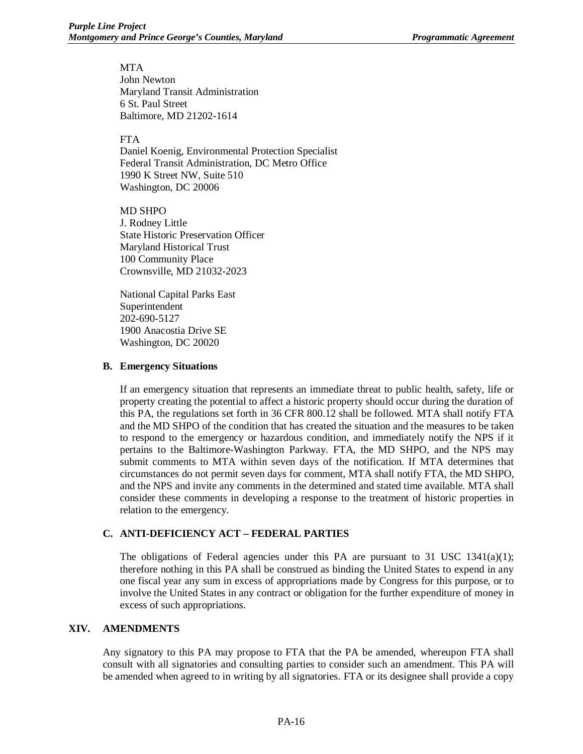MTA
John Newton
Maryland Transit Administration
6 St. Paul Street
Baltimore, MD 21202-1614

FTA
Daniel Koenig, Environmental Protection Specialist
Federal Transit Administration, DC Metro Office
1990 K Street NW, Suite 510
Washington, DC 20006

MD SHPO
J. Rodney Little
State Historic Preservation Officer
Maryland Historical Trust
100 Community Place
Crownsville, MD 21032-2023

National Capital Parks East
Superintendent
202-690-5127
1900 Anacostia Drive SE
Washington, DC 20020

### B. Emergency Situations

If an emergency situation that represents an immediate threat to public health, safety, life or property creating the potential to affect a historic property should occur during the duration of this PA, the regulations set forth in 36 CFR 800.12 shall be followed. MTA shall notify FTA and the MD SHPO of the condition that has created the situation and the measures to be taken to respond to the emergency or hazardous condition, and immediately notify the NPS if it pertains to the Baltimore-Washington Parkway. FTA, the MD SHPO, and the NPS may submit comments to MTA within seven days of the notification. If MTA determines that circumstances do not permit seven days for comment, MTA shall notify FTA, the MD SHPO, and the NPS and invite any comments in the determined and stated time available. MTA shall consider these comments in developing a response to the treatment of historic properties in relation to the emergency.

### C. ANTI-DEFICIENCY ACT – FEDERAL PARTIES

The obligations of Federal agencies under this PA are pursuant to 31 USC 1341(a)(1); therefore nothing in this PA shall be construed as binding the United States to expend in any one fiscal year any sum in excess of appropriations made by Congress for this purpose, or to involve the United States in any contract or obligation for the further expenditure of money in excess of such appropriations.

## XIV. AMENDMENTS

Any signatory to this PA may propose to FTA that the PA be amended, whereupon FTA shall consult with all signatories and consulting parties to consider such an amendment. This PA will be amended when agreed to in writing by all signatories. FTA or its designee shall provide a copy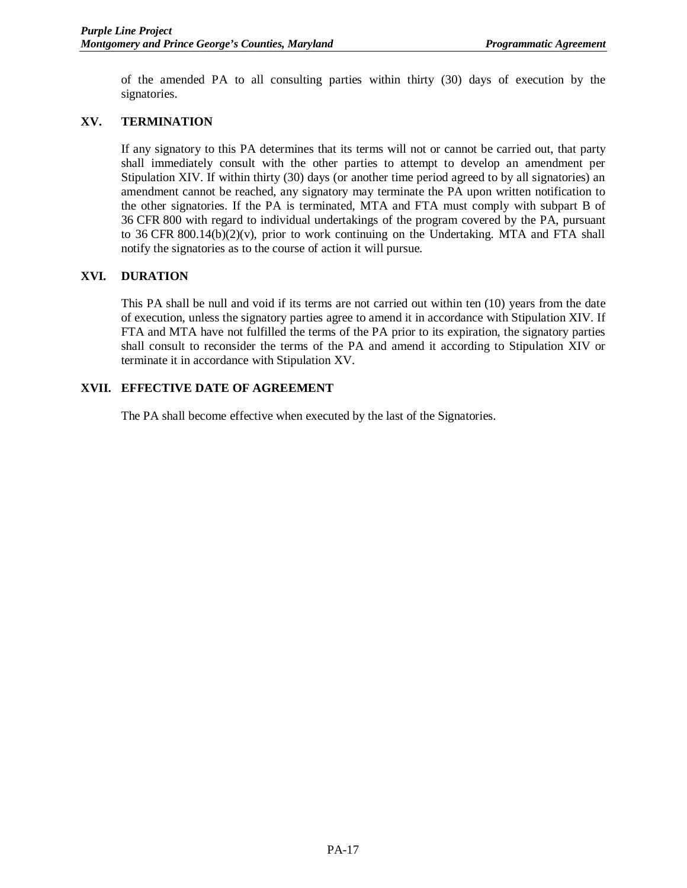of the amended PA to all consulting parties within thirty (30) days of execution by the signatories.

## XV. TERMINATION

If any signatory to this PA determines that its terms will not or cannot be carried out, that party shall immediately consult with the other parties to attempt to develop an amendment per Stipulation XIV. If within thirty (30) days (or another time period agreed to by all signatories) an amendment cannot be reached, any signatory may terminate the PA upon written notification to the other signatories. If the PA is terminated, MTA and FTA must comply with subpart B of 36 CFR 800 with regard to individual undertakings of the program covered by the PA, pursuant to 36 CFR 800.14(b)(2)(v), prior to work continuing on the Undertaking. MTA and FTA shall notify the signatories as to the course of action it will pursue.

## XVI. DURATION

This PA shall be null and void if its terms are not carried out within ten (10) years from the date of execution, unless the signatory parties agree to amend it in accordance with Stipulation XIV. If FTA and MTA have not fulfilled the terms of the PA prior to its expiration, the signatory parties shall consult to reconsider the terms of the PA and amend it according to Stipulation XIV or terminate it in accordance with Stipulation XV.

## XVII. EFFECTIVE DATE OF AGREEMENT

The PA shall become effective when executed by the last of the Signatories.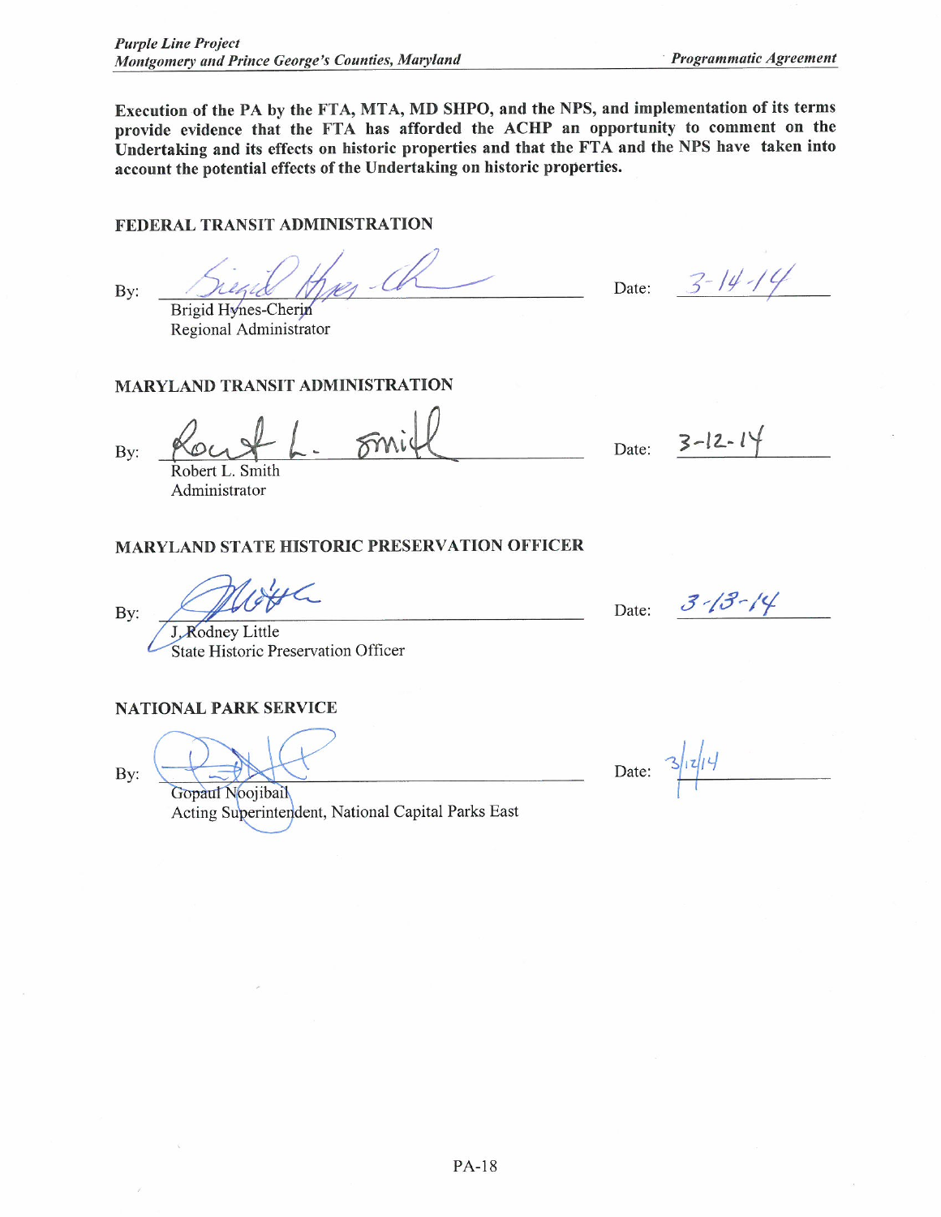**Execution of the PA by the FTA, MTA, MD SHPO, and the NPS, and implementation of its terms provide evidence that the FTA has afforded the ACHP an opportunity to comment on the Undertaking and its effects on historic properties and that the FTA and the NPS have taken into account the potential effects of the Undertaking on historic properties.**

**FEDERAL TRANSIT ADMINISTRATION**

By: ______________________________ Date: 3-14-14
Brigid Hynes-Cherin
Regional Administrator

**MARYLAND TRANSIT ADMINISTRATION**

By: ______________________________ Date: 3-12-14
Robert L. Smith
Administrator

**MARYLAND STATE HISTORIC PRESERVATION OFFICER**

By: ______________________________ Date: 3-13-14
J. Rodney Little
State Historic Preservation Officer

**NATIONAL PARK SERVICE**

By: ______________________________ Date: 3/12/14
Gopaul Noojibail
Acting Superintendent, National Capital Parks East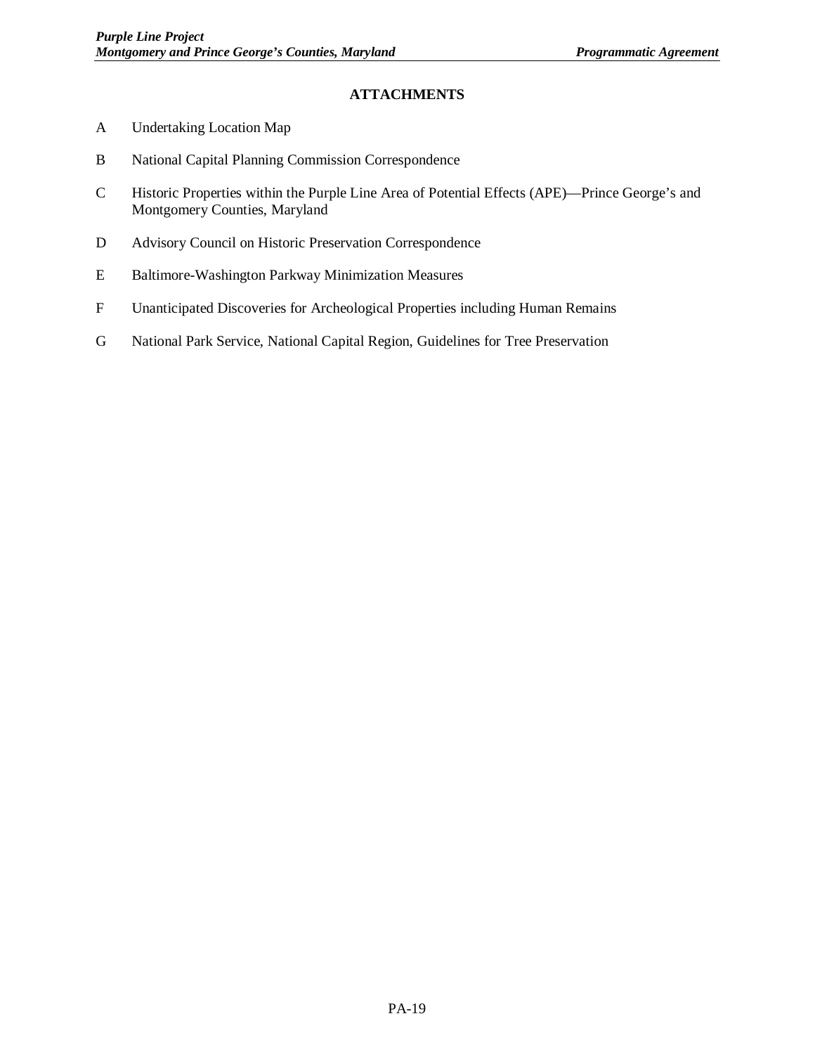## ATTACHMENTS

A Undertaking Location Map

B National Capital Planning Commission Correspondence

C Historic Properties within the Purple Line Area of Potential Effects (APE)—Prince George's and Montgomery Counties, Maryland

D Advisory Council on Historic Preservation Correspondence

E Baltimore-Washington Parkway Minimization Measures

F Unanticipated Discoveries for Archeological Properties including Human Remains

G National Park Service, National Capital Region, Guidelines for Tree Preservation